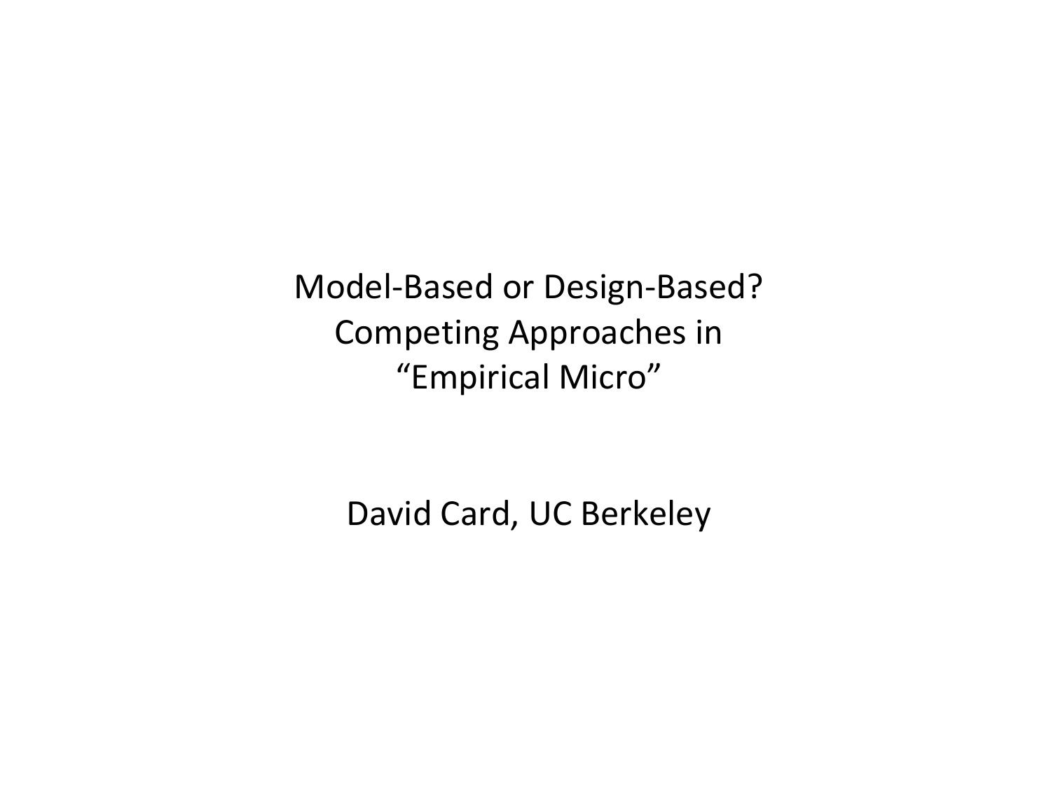# Model-Based or Design-Based? Competing Approaches in "Empirical Micro"

David Card, UC Berkeley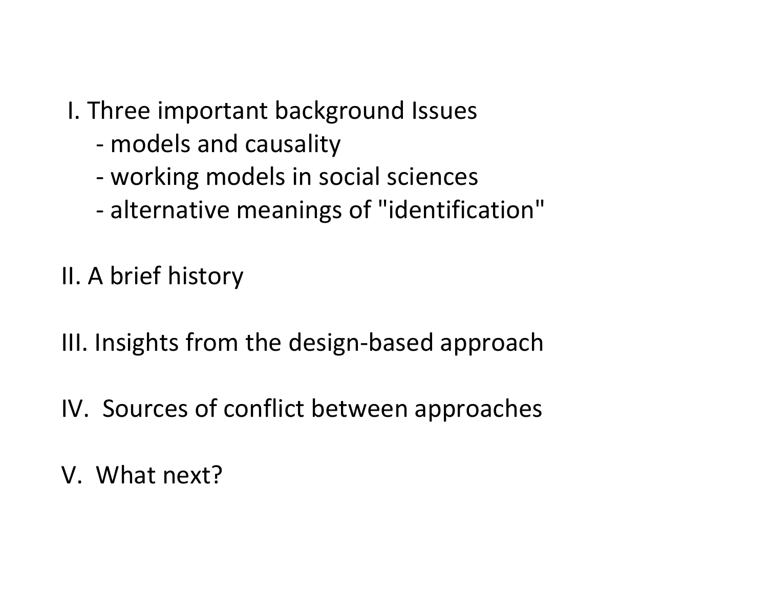I. Three important background Issues
- models and causality
- working models in social sciences
- alternative meanings of "identification"

II. A brief history

III. Insights from the design-based approach

IV. Sources of conflict between approaches

V. What next?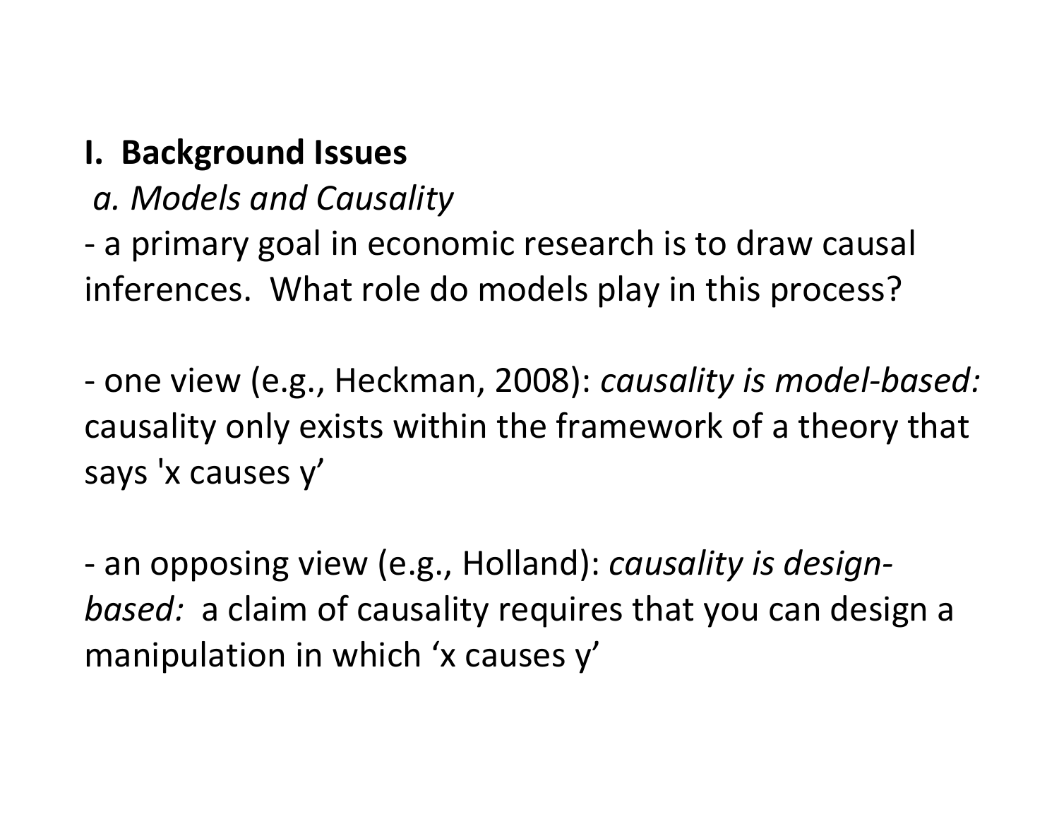# I. Background Issues

## *a. Models and Causality*

- a primary goal in economic research is to draw causal inferences. What role do models play in this process?

- one view (e.g., Heckman, 2008): *causality is model-based:* causality only exists within the framework of a theory that says 'x causes y'

- an opposing view (e.g., Holland): *causality is design-based:* a claim of causality requires that you can design a manipulation in which 'x causes y'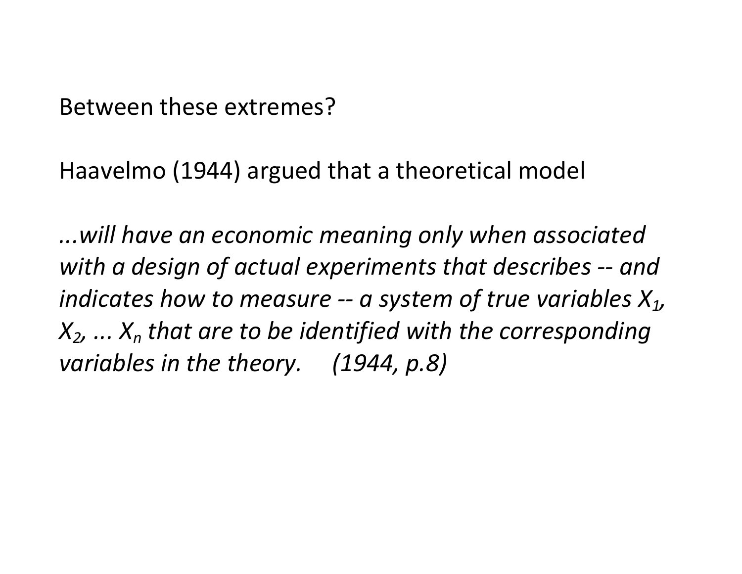Between these extremes?

Haavelmo (1944) argued that a theoretical model

*...will have an economic meaning only when associated with a design of actual experiments that describes -- and indicates how to measure -- a system of true variables* $X_1$*,* $X_2$*, ...* $X_n$ *that are to be identified with the corresponding variables in the theory.* *(1944, p.8)*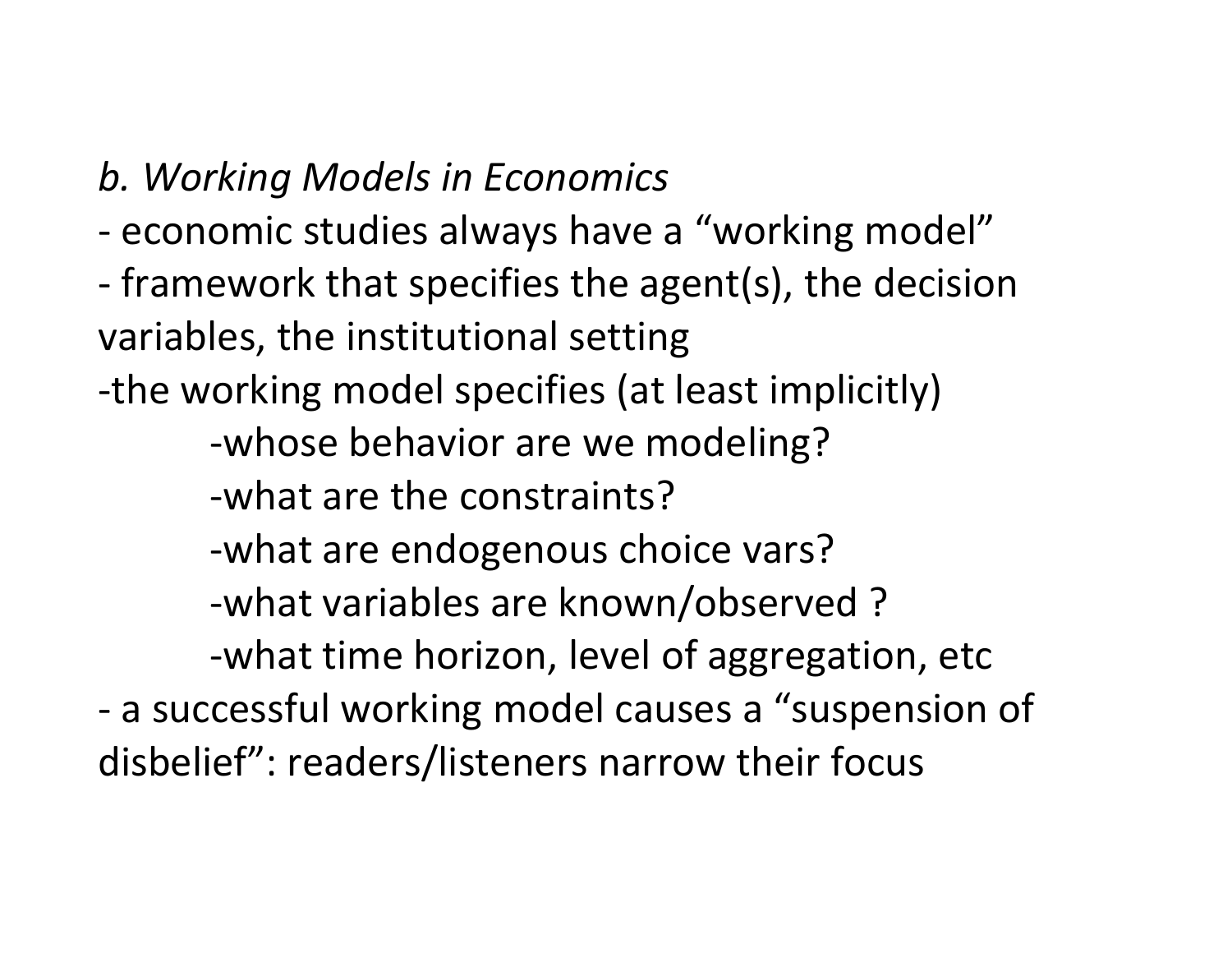*b. Working Models in Economics*

- economic studies always have a “working model”
- framework that specifies the agent(s), the decision variables, the institutional setting
- the working model specifies (at least implicitly)
    - whose behavior are we modeling?
    - what are the constraints?
    - what are endogenous choice vars?
    - what variables are known/observed ?
    - what time horizon, level of aggregation, etc
- a successful working model causes a “suspension of disbelief”: readers/listeners narrow their focus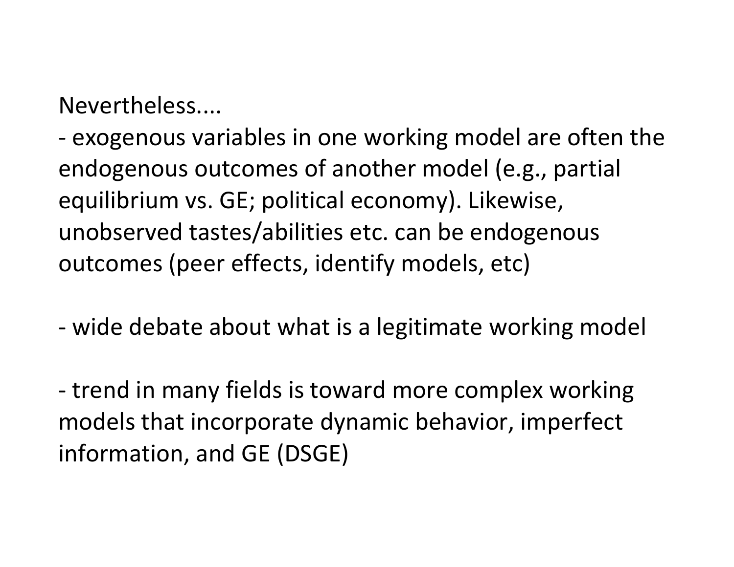Nevertheless....

- exogenous variables in one working model are often the endogenous outcomes of another model (e.g., partial equilibrium vs. GE; political economy). Likewise, unobserved tastes/abilities etc. can be endogenous outcomes (peer effects, identify models, etc)

- wide debate about what is a legitimate working model

- trend in many fields is toward more complex working models that incorporate dynamic behavior, imperfect information, and GE (DSGE)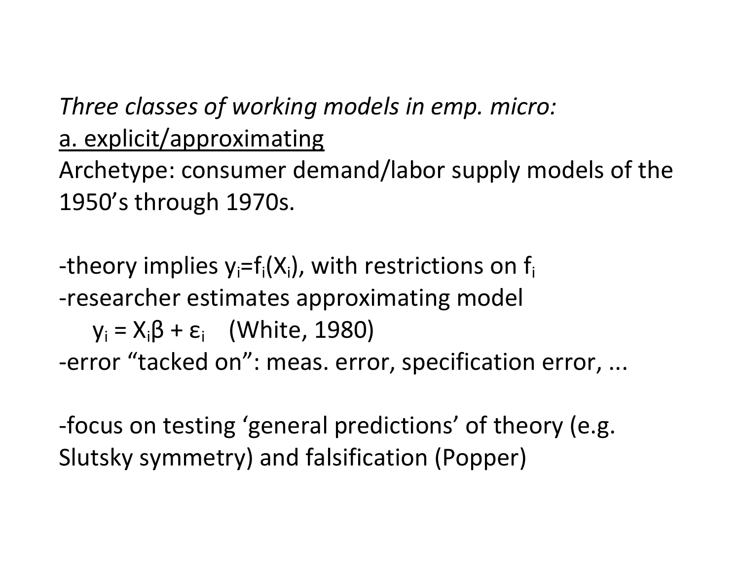*Three classes of working models in emp. micro:*

<u>a. explicit/approximating</u>

Archetype: consumer demand/labor supply models of the 1950's through 1970s.

-theory implies $y_i = f_i(X_i)$, with restrictions on $f_i$

-researcher estimates approximating model

$$y_i = X_i\beta + \varepsilon_i \quad \text{(White, 1980)}$$

-error "tacked on": meas. error, specification error, ...

-focus on testing 'general predictions' of theory (e.g. Slutsky symmetry) and falsification (Popper)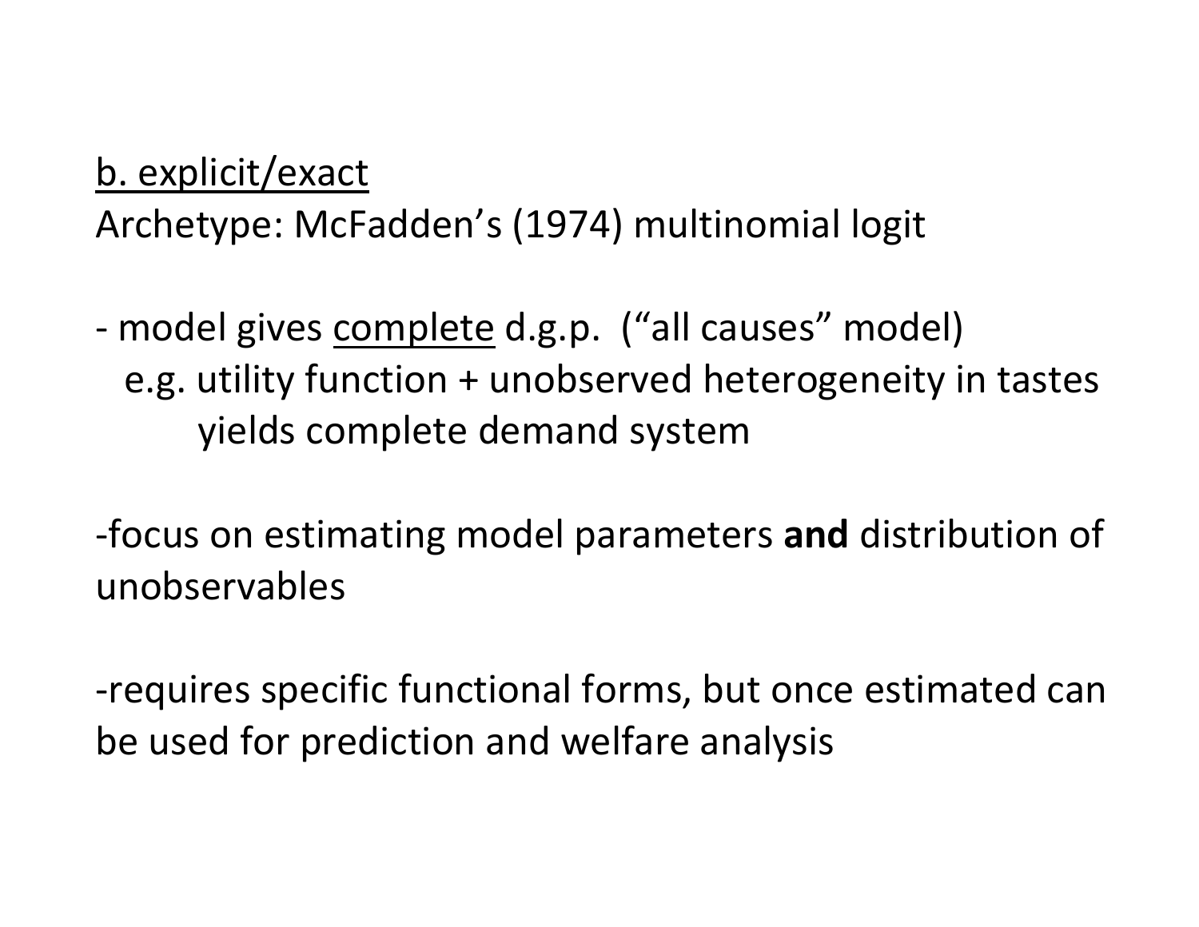<u>b. explicit/exact</u>
Archetype: McFadden's (1974) multinomial logit

- model gives <u>complete</u> d.g.p. ("all causes" model)
  e.g. utility function + unobserved heterogeneity in tastes
    yields complete demand system

-focus on estimating model parameters **and** distribution of unobservables

-requires specific functional forms, but once estimated can be used for prediction and welfare analysis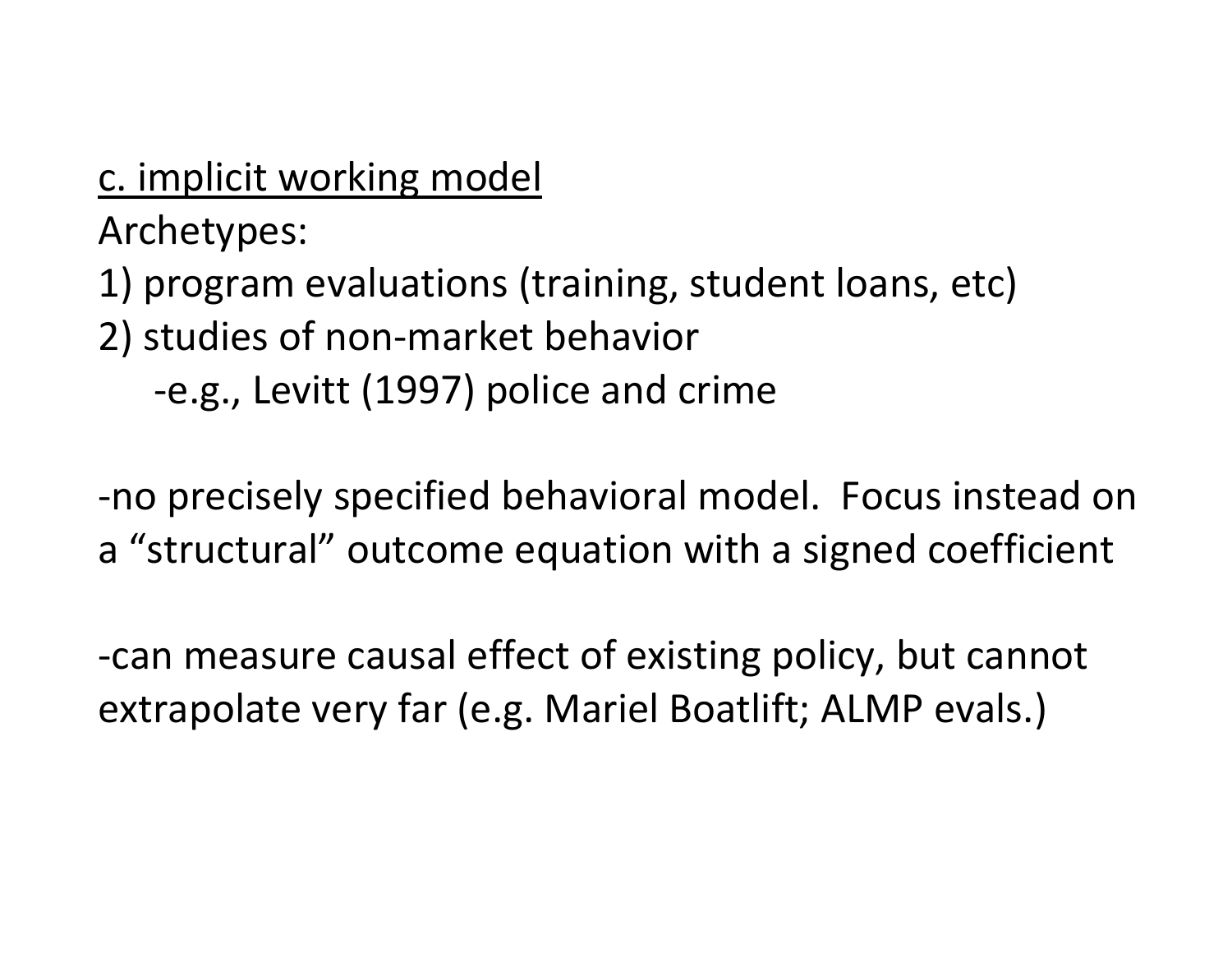c. implicit working model

Archetypes:

1) program evaluations (training, student loans, etc)
2) studies of non-market behavior
   - e.g., Levitt (1997) police and crime

-no precisely specified behavioral model. Focus instead on a "structural" outcome equation with a signed coefficient

-can measure causal effect of existing policy, but cannot extrapolate very far (e.g. Mariel Boatlift; ALMP evals.)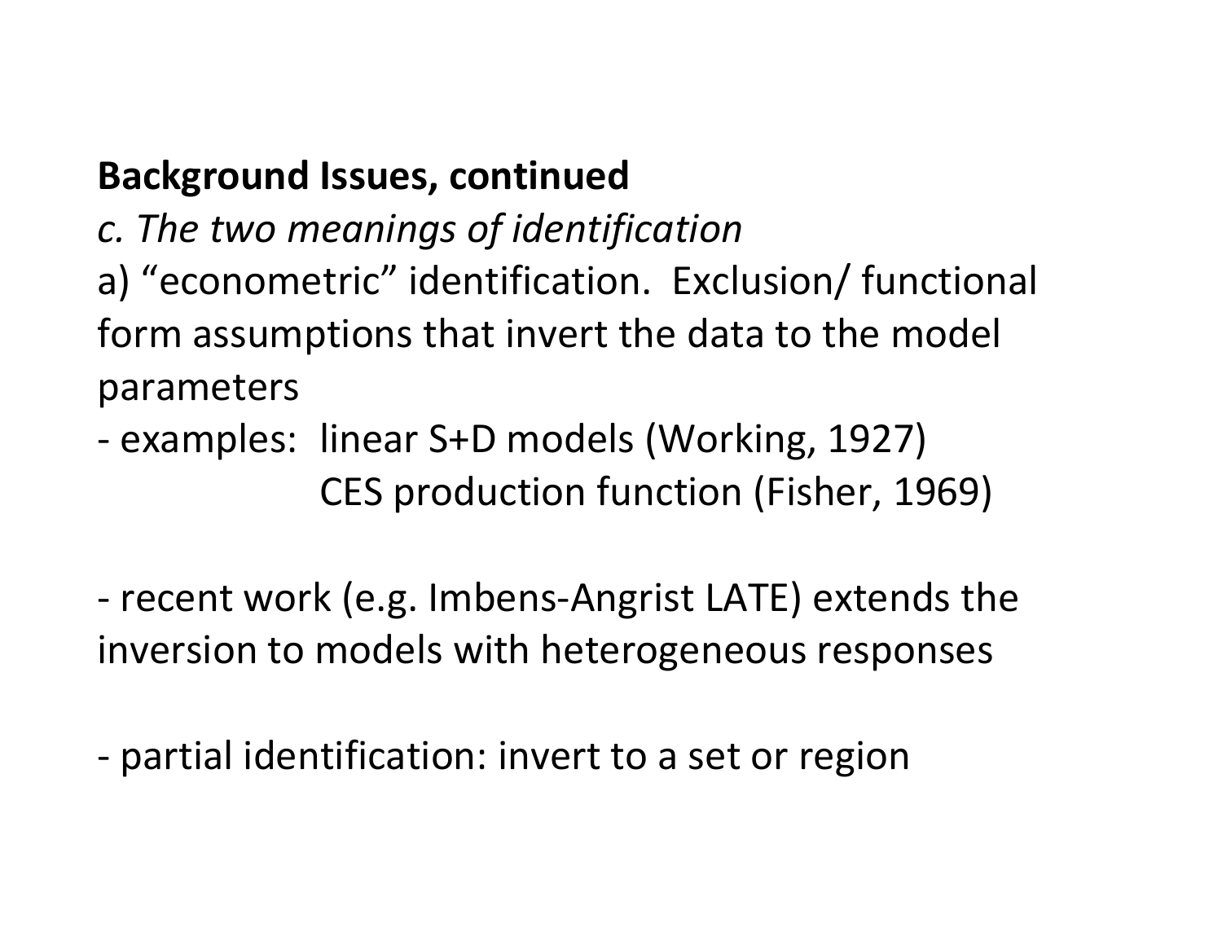**Background Issues, continued**

*c. The two meanings of identification*

a) "econometric" identification. Exclusion/ functional form assumptions that invert the data to the model parameters

- examples: linear S+D models (Working, 1927)
  CES production function (Fisher, 1969)

- recent work (e.g. Imbens-Angrist LATE) extends the inversion to models with heterogeneous responses

- partial identification: invert to a set or region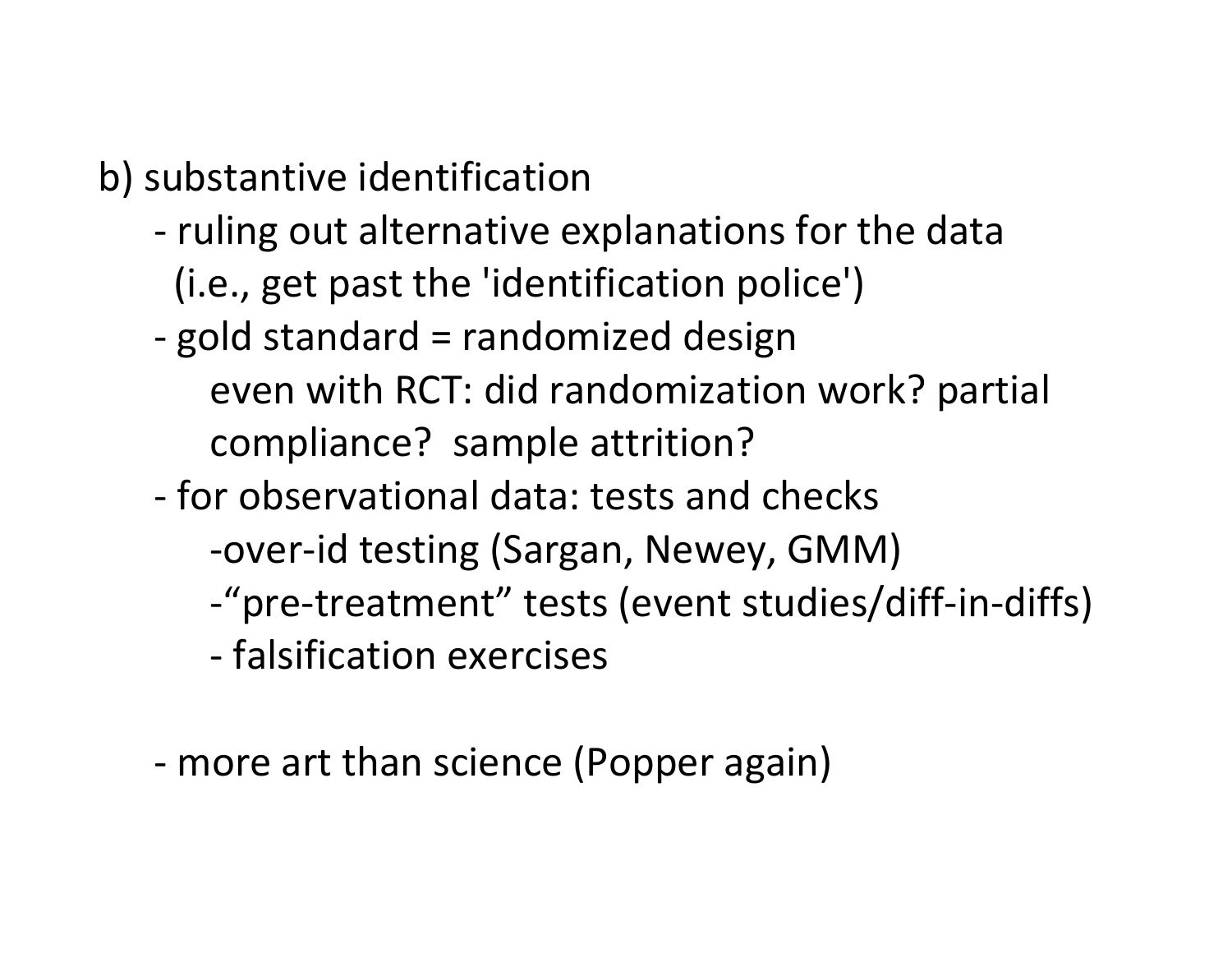b) substantive identification

- ruling out alternative explanations for the data (i.e., get past the 'identification police')
- gold standard = randomized design
  - even with RCT: did randomization work? partial compliance? sample attrition?
- for observational data: tests and checks
  - over-id testing (Sargan, Newey, GMM)
  - "pre-treatment" tests (event studies/diff-in-diffs)
  - falsification exercises

- more art than science (Popper again)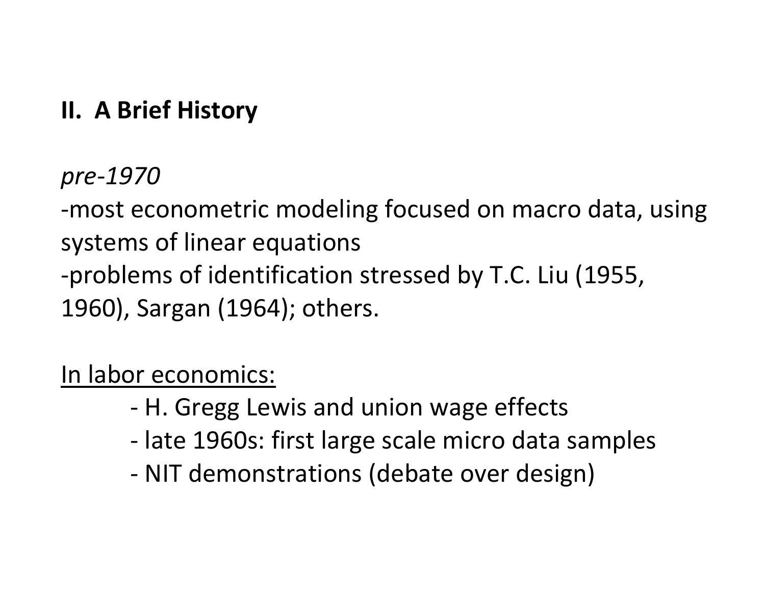## II. A Brief History

*pre-1970*

-most econometric modeling focused on macro data, using systems of linear equations

-problems of identification stressed by T.C. Liu (1955, 1960), Sargan (1964); others.

<u>In labor economics:</u>

- H. Gregg Lewis and union wage effects
- late 1960s: first large scale micro data samples
- NIT demonstrations (debate over design)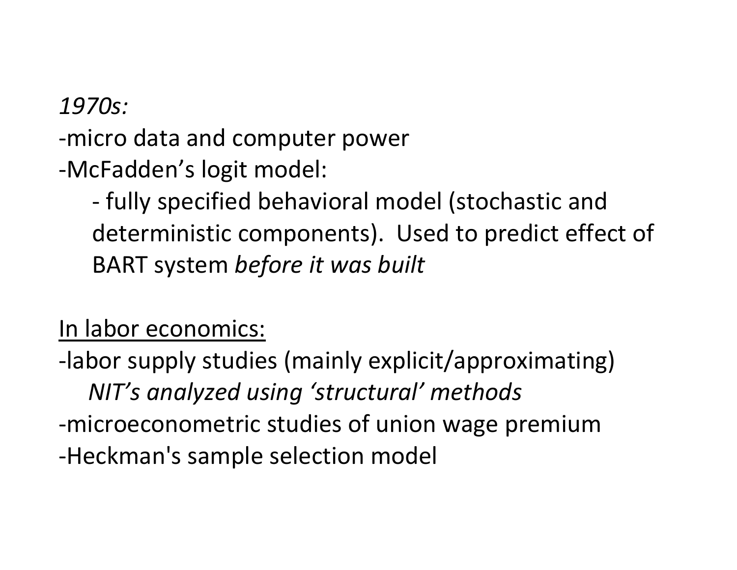*1970s:*

-micro data and computer power

-McFadden's logit model:

- fully specified behavioral model (stochastic and deterministic components). Used to predict effect of BART system *before it was built*

<u>In labor economics:</u>

-labor supply studies (mainly explicit/approximating)

*NIT's analyzed using 'structural' methods*

-microeconometric studies of union wage premium

-Heckman's sample selection model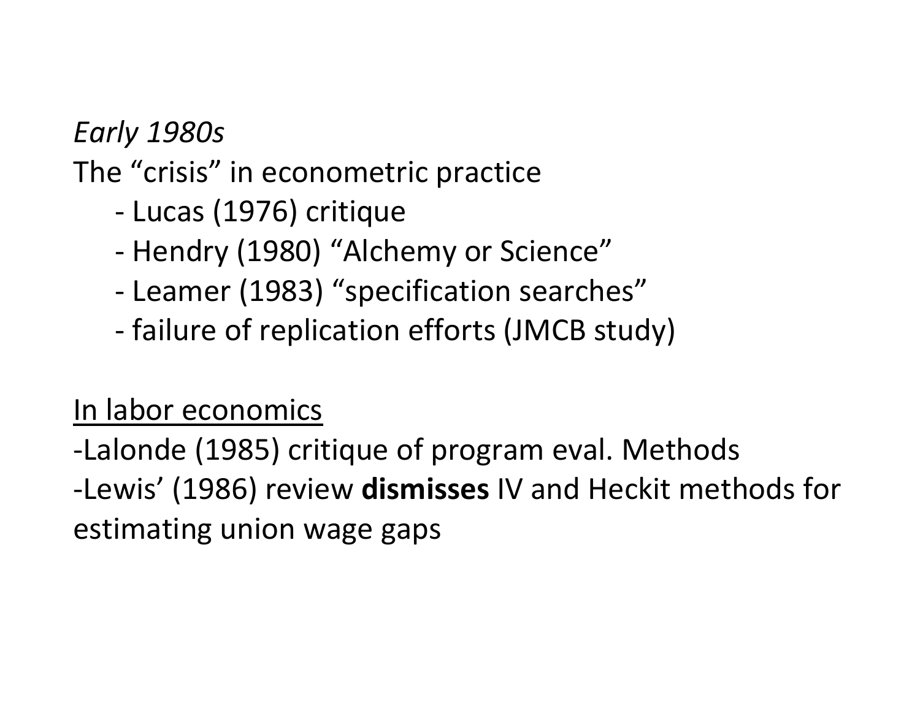*Early 1980s*

The "crisis" in econometric practice

- Lucas (1976) critique
- Hendry (1980) "Alchemy or Science"
- Leamer (1983) "specification searches"
- failure of replication efforts (JMCB study)

<u>In labor economics</u>

-Lalonde (1985) critique of program eval. Methods

-Lewis' (1986) review **dismisses** IV and Heckit methods for estimating union wage gaps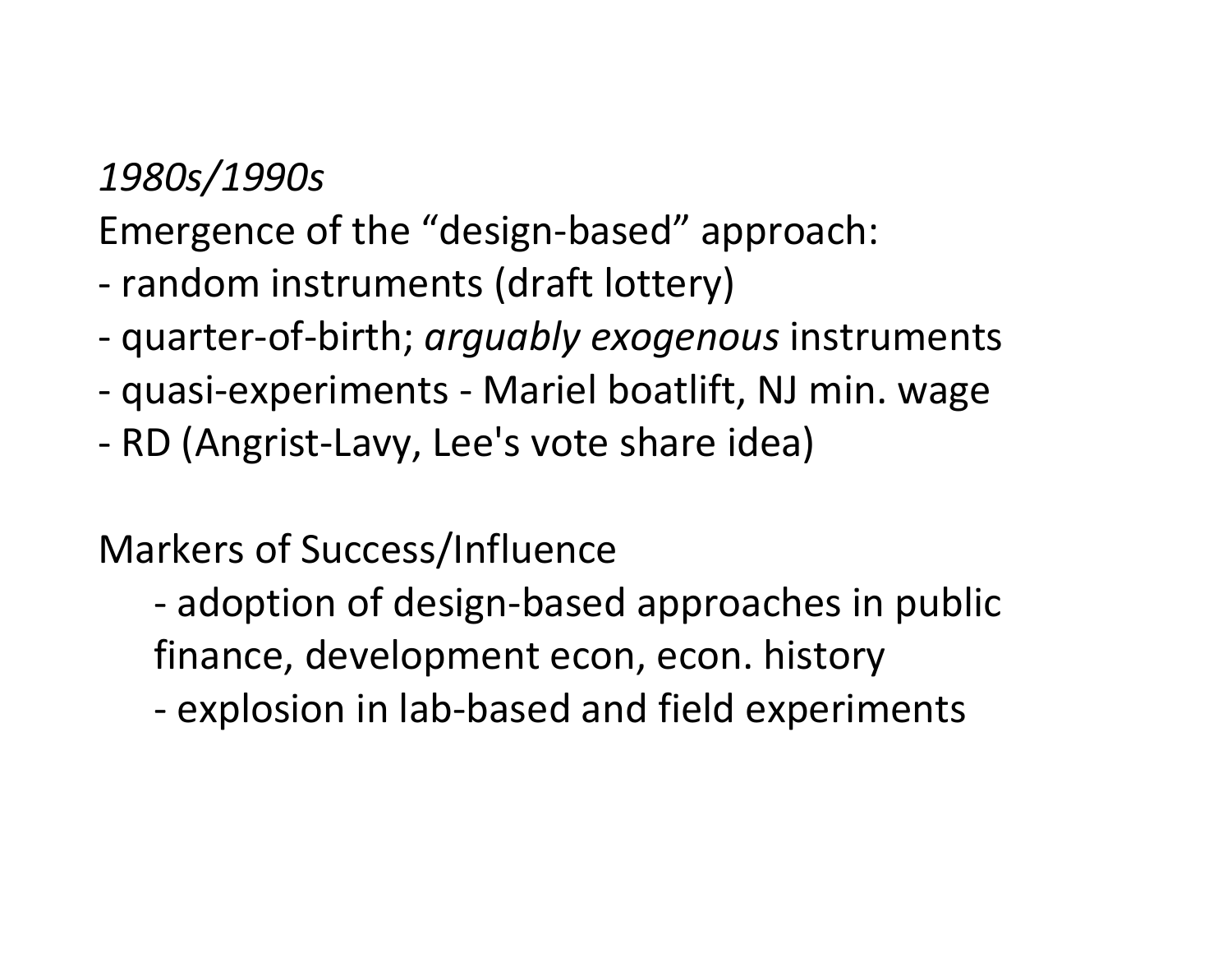*1980s/1990s*

Emergence of the “design-based” approach:

- random instruments (draft lottery)
- quarter-of-birth; *arguably exogenous* instruments
- quasi-experiments - Mariel boatlift, NJ min. wage
- RD (Angrist-Lavy, Lee's vote share idea)

Markers of Success/Influence

- adoption of design-based approaches in public finance, development econ, econ. history
- explosion in lab-based and field experiments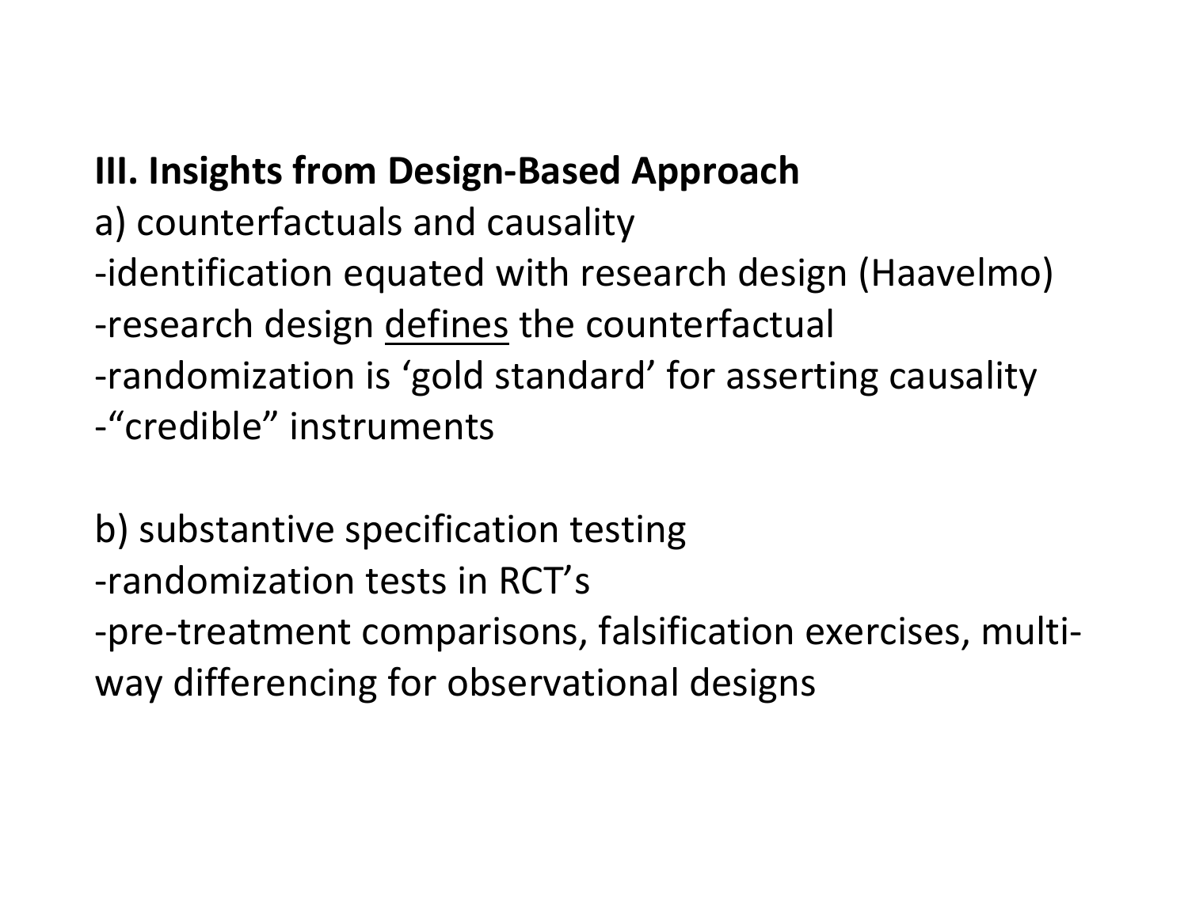**III. Insights from Design-Based Approach**

a) counterfactuals and causality

-identification equated with research design (Haavelmo)

-research design <u>defines</u> the counterfactual

-randomization is ‘gold standard’ for asserting causality

-“credible” instruments

b) substantive specification testing

-randomization tests in RCT’s

-pre-treatment comparisons, falsification exercises, multi-way differencing for observational designs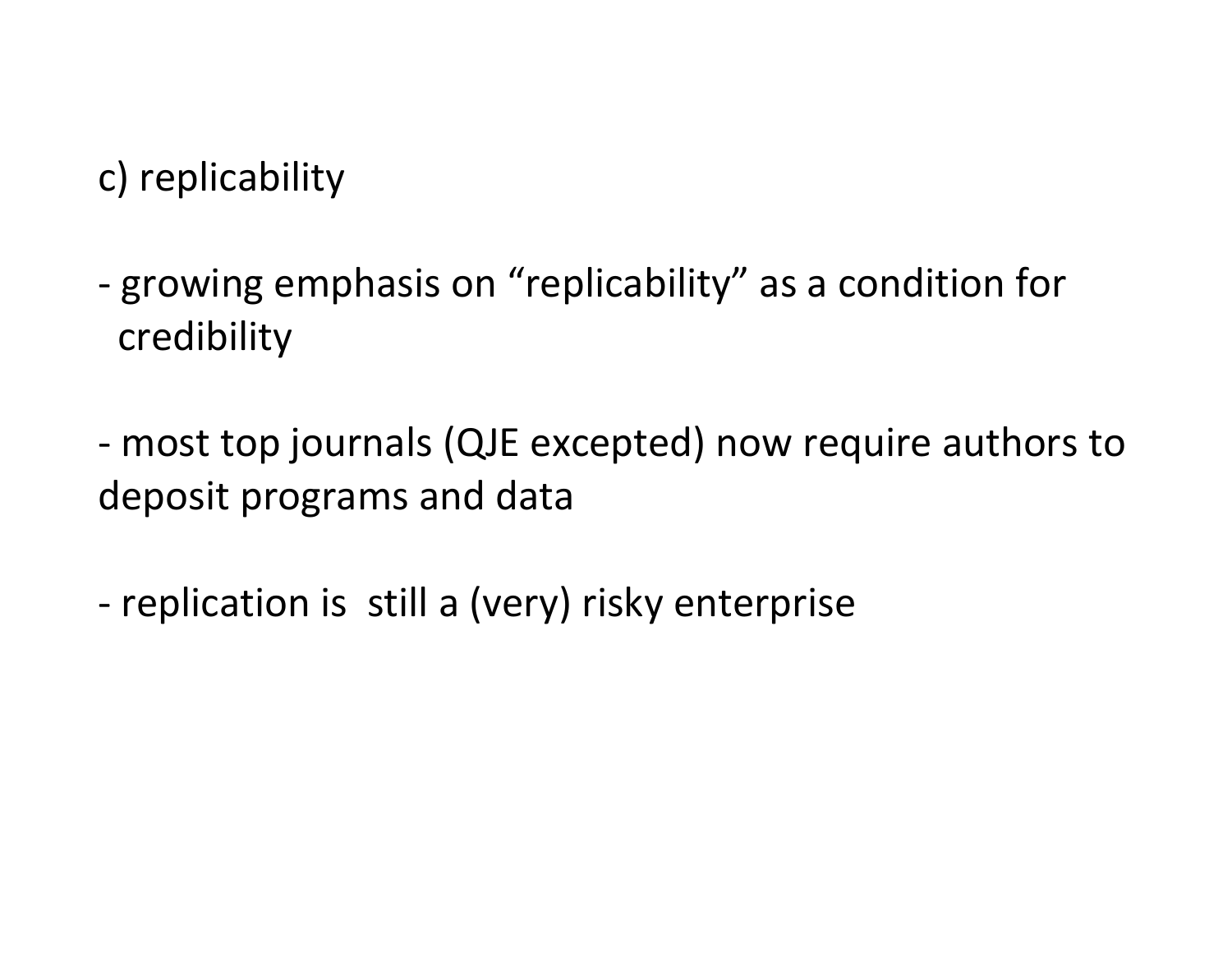c) replicability

- growing emphasis on “replicability” as a condition for credibility

- most top journals (QJE excepted) now require authors to deposit programs and data

- replication is still a (very) risky enterprise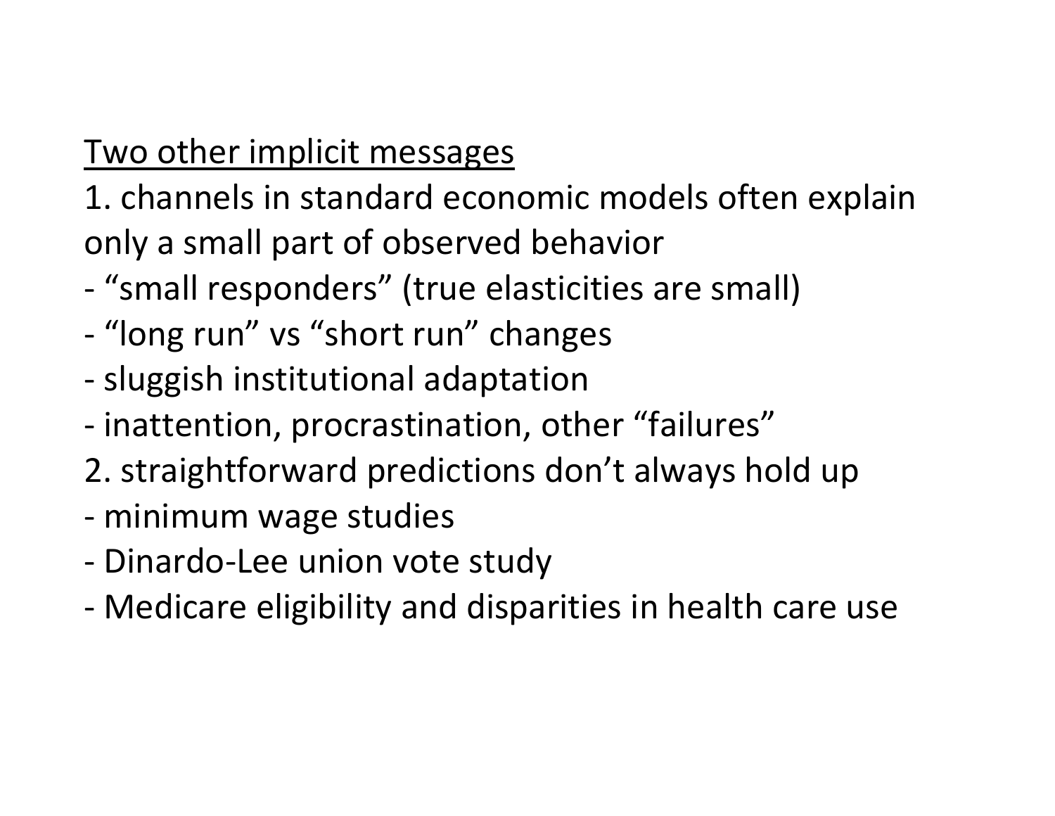<u>Two other implicit messages</u>

1. channels in standard economic models often explain only a small part of observed behavior
- "small responders" (true elasticities are small)
- "long run" vs "short run" changes
- sluggish institutional adaptation
- inattention, procrastination, other "failures"
2. straightforward predictions don't always hold up
- minimum wage studies
- Dinardo-Lee union vote study
- Medicare eligibility and disparities in health care use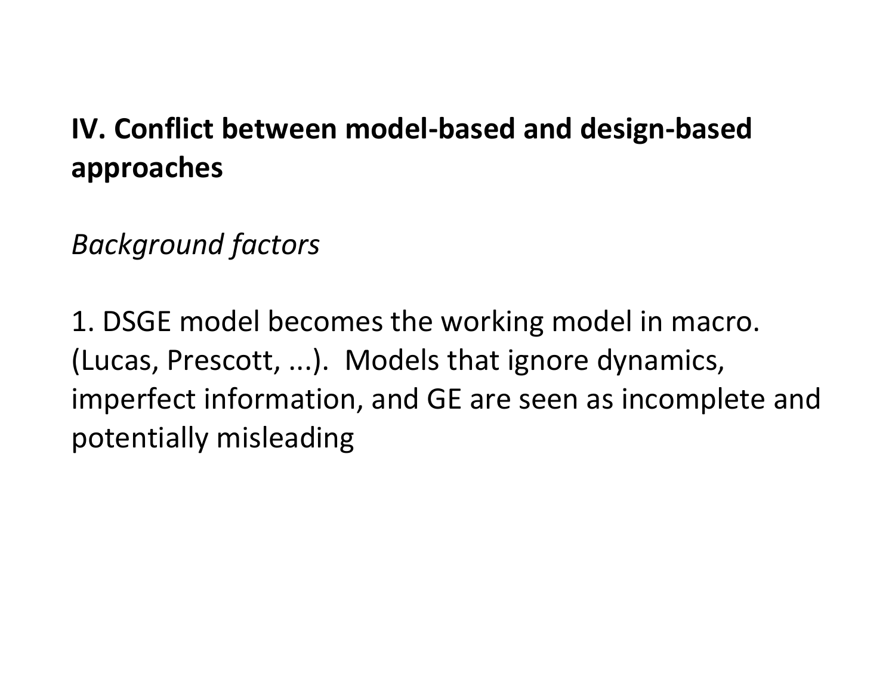**IV. Conflict between model-based and design-based approaches**

*Background factors*

1. DSGE model becomes the working model in macro. (Lucas, Prescott, ...). Models that ignore dynamics, imperfect information, and GE are seen as incomplete and potentially misleading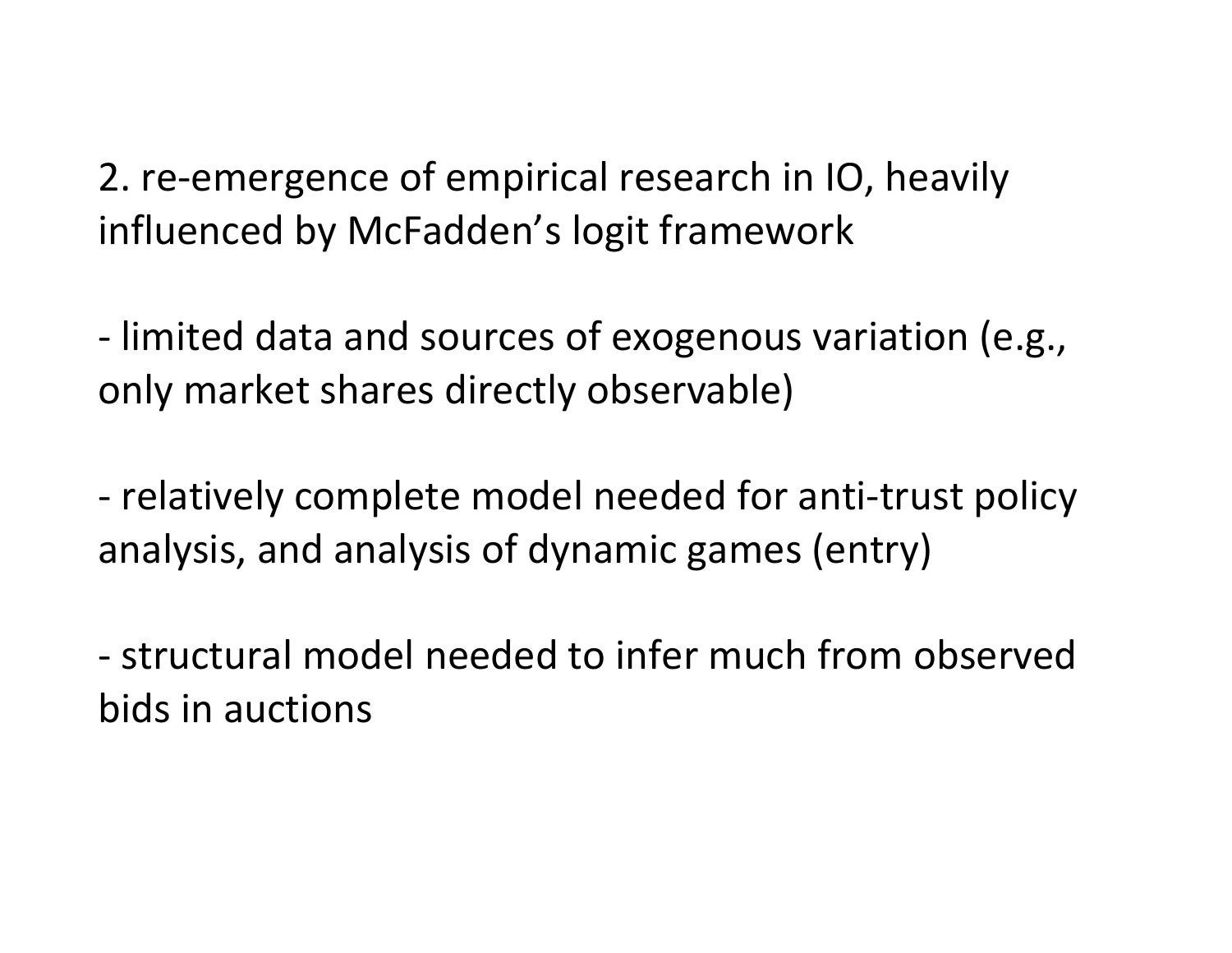2. re-emergence of empirical research in IO, heavily influenced by McFadden's logit framework

- limited data and sources of exogenous variation (e.g., only market shares directly observable)

- relatively complete model needed for anti-trust policy analysis, and analysis of dynamic games (entry)

- structural model needed to infer much from observed bids in auctions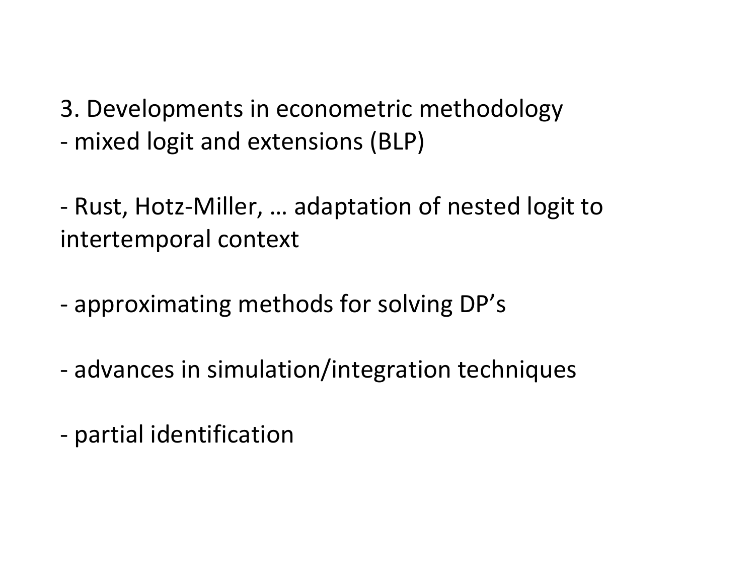3. Developments in econometric methodology

- mixed logit and extensions (BLP)

- Rust, Hotz-Miller, … adaptation of nested logit to intertemporal context

- approximating methods for solving DP’s

- advances in simulation/integration techniques

- partial identification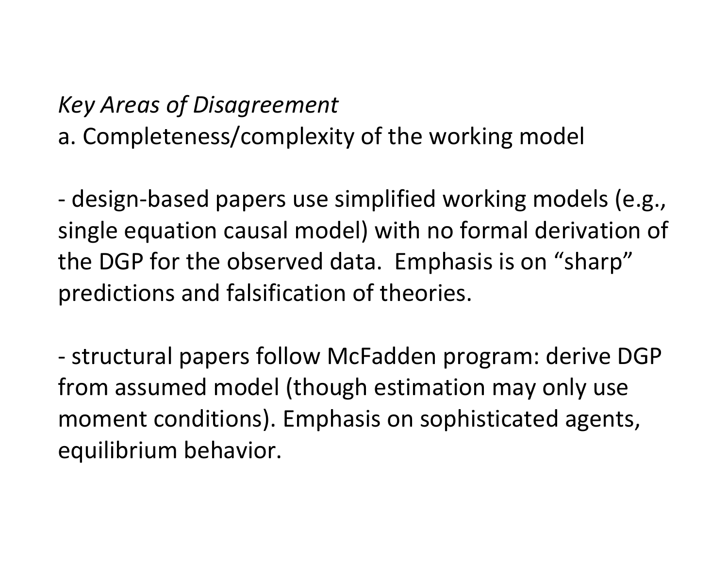*Key Areas of Disagreement*

a. Completeness/complexity of the working model

- design-based papers use simplified working models (e.g., single equation causal model) with no formal derivation of the DGP for the observed data. Emphasis is on “sharp” predictions and falsification of theories.

- structural papers follow McFadden program: derive DGP from assumed model (though estimation may only use moment conditions). Emphasis on sophisticated agents, equilibrium behavior.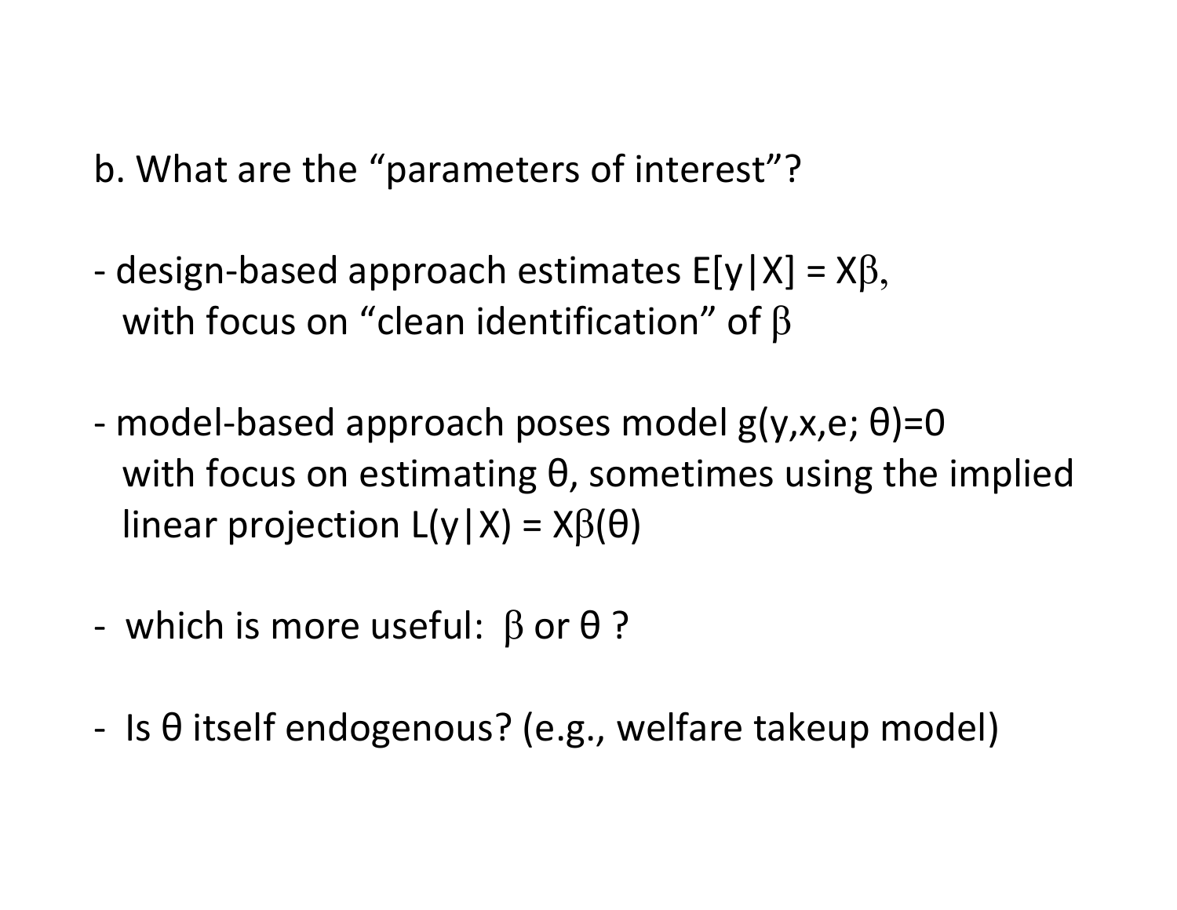b. What are the “parameters of interest”?

- design-based approach estimates $E[y|X] = X\beta$, with focus on “clean identification” of $\beta$

- model-based approach poses model $g(y,x,e;\theta)=0$ with focus on estimating $\theta$, sometimes using the implied linear projection $L(y|X) = X\beta(\theta)$

- which is more useful: $\beta$ or $\theta$ ?

- Is $\theta$ itself endogenous? (e.g., welfare takeup model)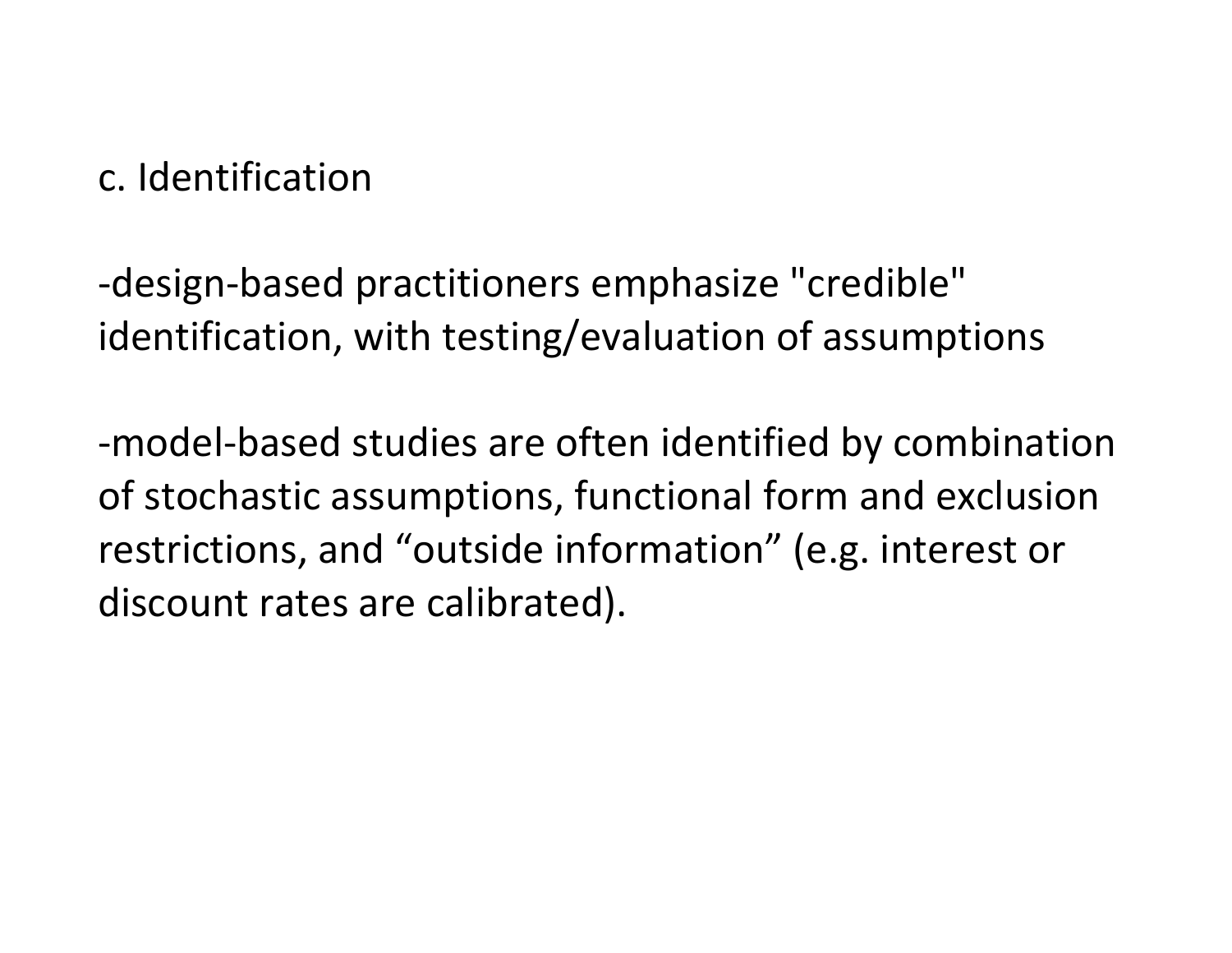c. Identification

-design-based practitioners emphasize "credible" identification, with testing/evaluation of assumptions

-model-based studies are often identified by combination of stochastic assumptions, functional form and exclusion restrictions, and “outside information” (e.g. interest or discount rates are calibrated).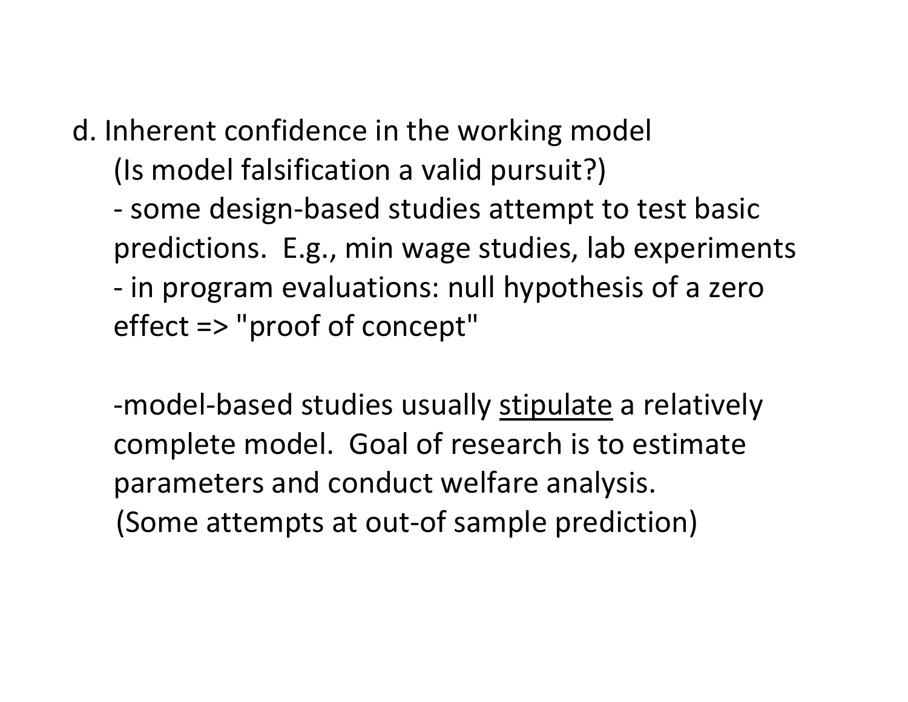d. Inherent confidence in the working model

(Is model falsification a valid pursuit?)

- some design-based studies attempt to test basic predictions. E.g., min wage studies, lab experiments
- in program evaluations: null hypothesis of a zero effect => "proof of concept"

-model-based studies usually <u>stipulate</u> a relatively complete model. Goal of research is to estimate parameters and conduct welfare analysis.

(Some attempts at out-of sample prediction)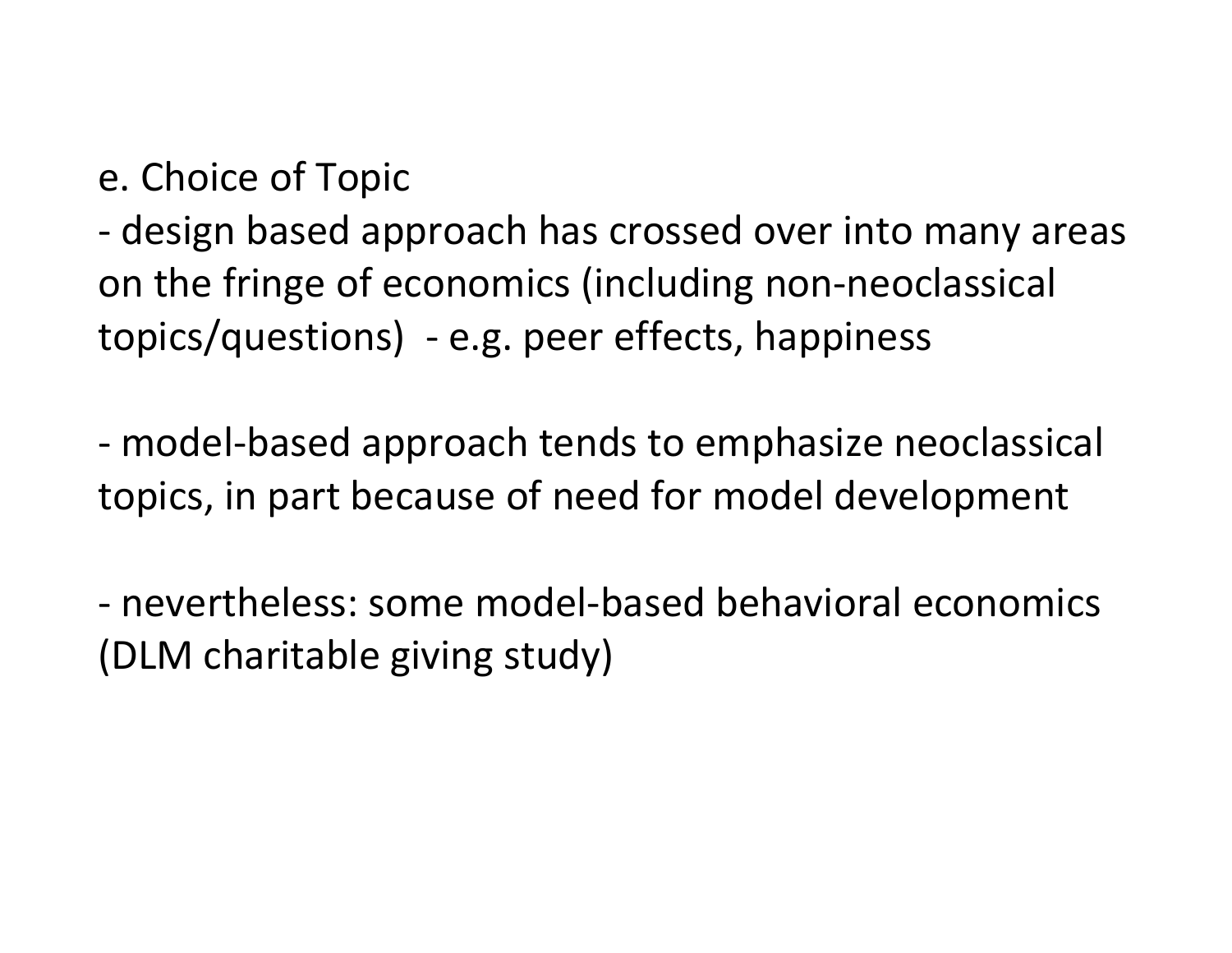e. Choice of Topic

- design based approach has crossed over into many areas on the fringe of economics (including non-neoclassical topics/questions) - e.g. peer effects, happiness

- model-based approach tends to emphasize neoclassical topics, in part because of need for model development

- nevertheless: some model-based behavioral economics (DLM charitable giving study)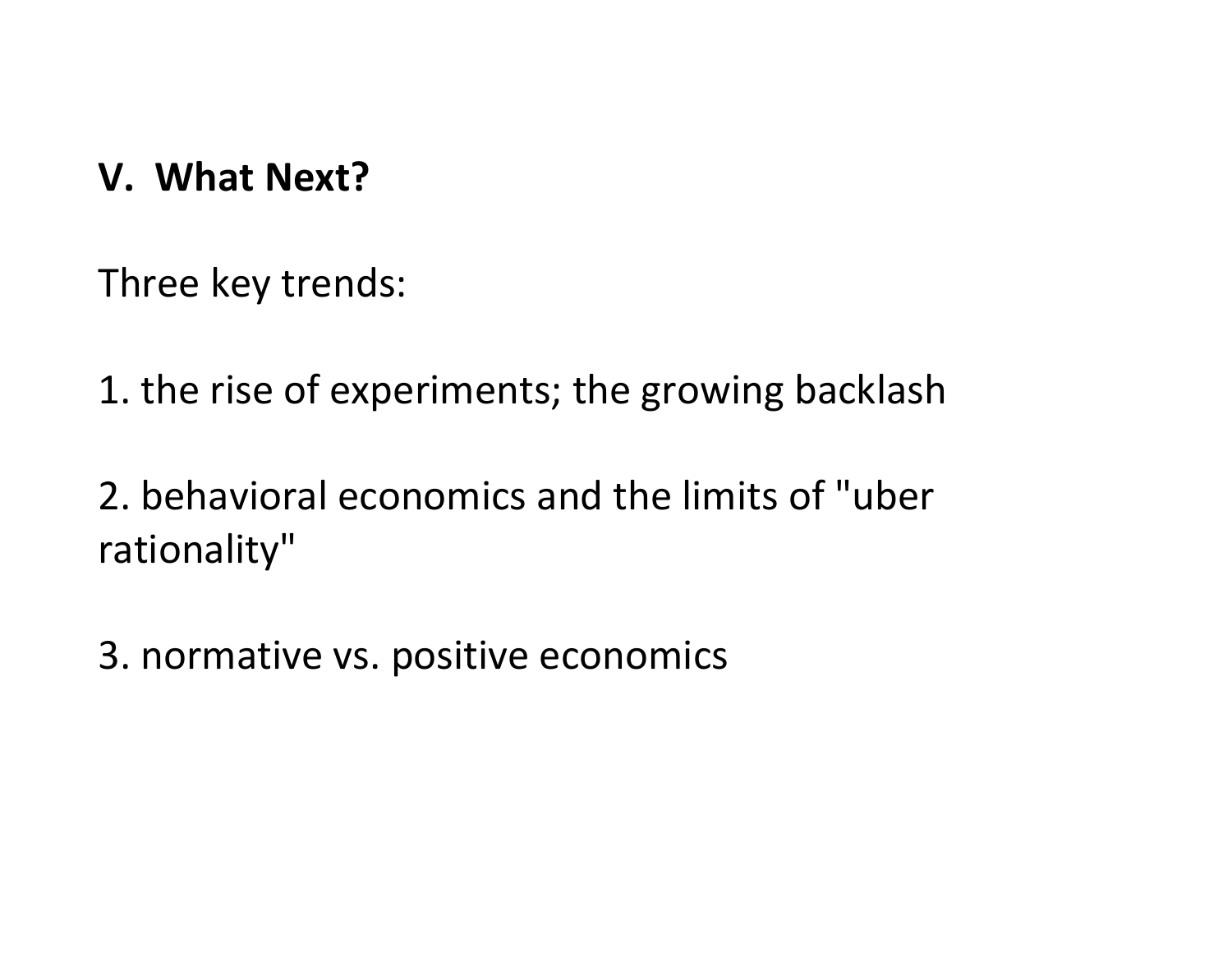## V. What Next?

Three key trends:

1. the rise of experiments; the growing backlash

2. behavioral economics and the limits of "uber rationality"

3. normative vs. positive economics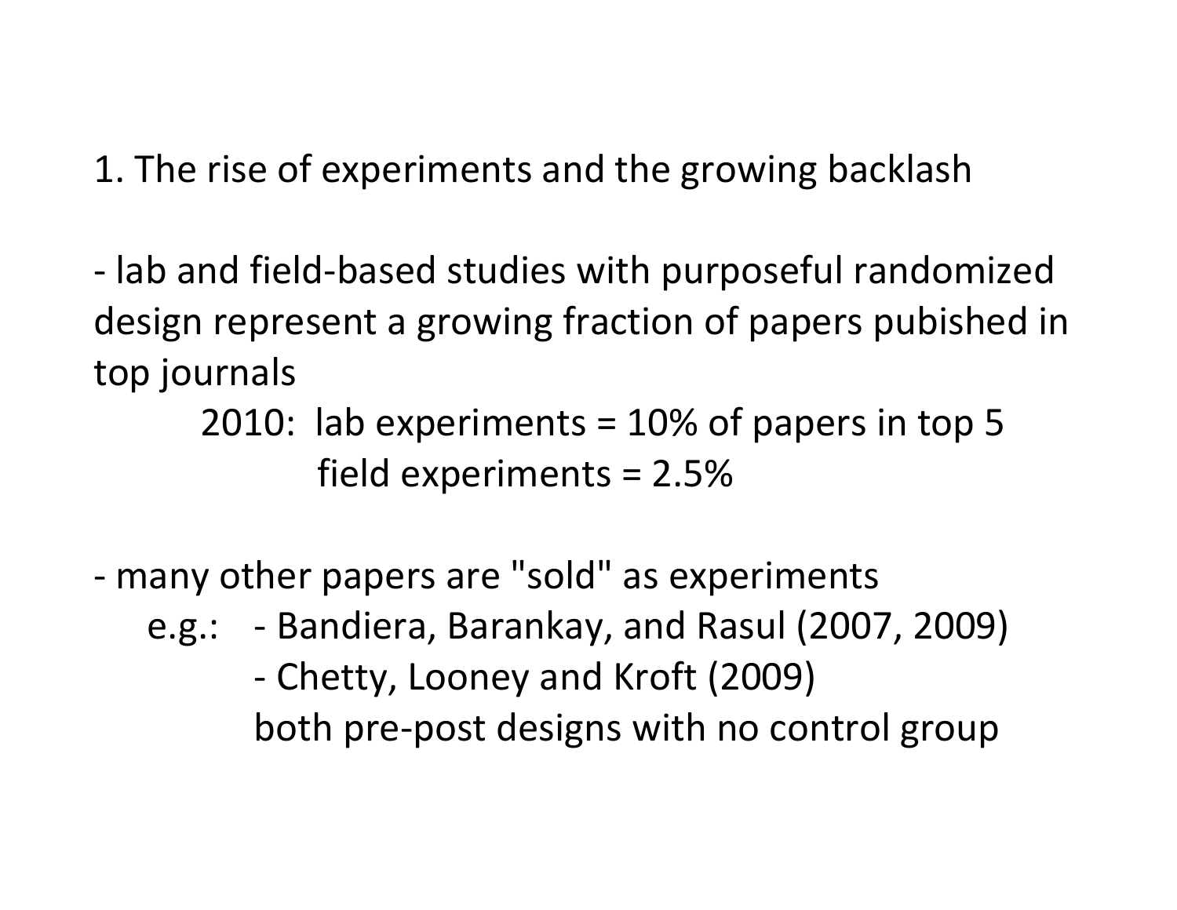# 1. The rise of experiments and the growing backlash

- lab and field-based studies with purposeful randomized design represent a growing fraction of papers pubished in top journals
  - 2010: lab experiments = 10% of papers in top 5
    - field experiments = 2.5%

- many other papers are "sold" as experiments
  - e.g.:
    - Bandiera, Barankay, and Rasul (2007, 2009)
    - Chetty, Looney and Kroft (2009)

    both pre-post designs with no control group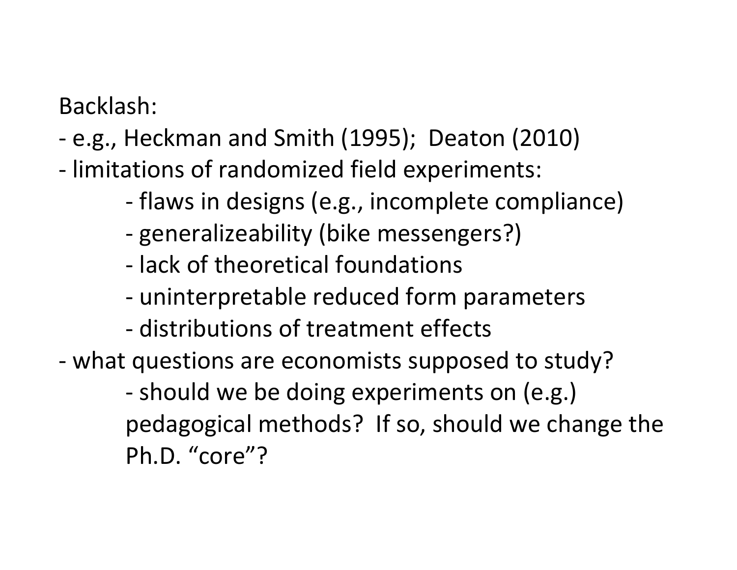Backlash:

- e.g., Heckman and Smith (1995); Deaton (2010)
- limitations of randomized field experiments:
  - flaws in designs (e.g., incomplete compliance)
  - generalizeability (bike messengers?)
  - lack of theoretical foundations
  - uninterpretable reduced form parameters
  - distributions of treatment effects
- what questions are economists supposed to study?
  - should we be doing experiments on (e.g.) pedagogical methods? If so, should we change the Ph.D. "core"?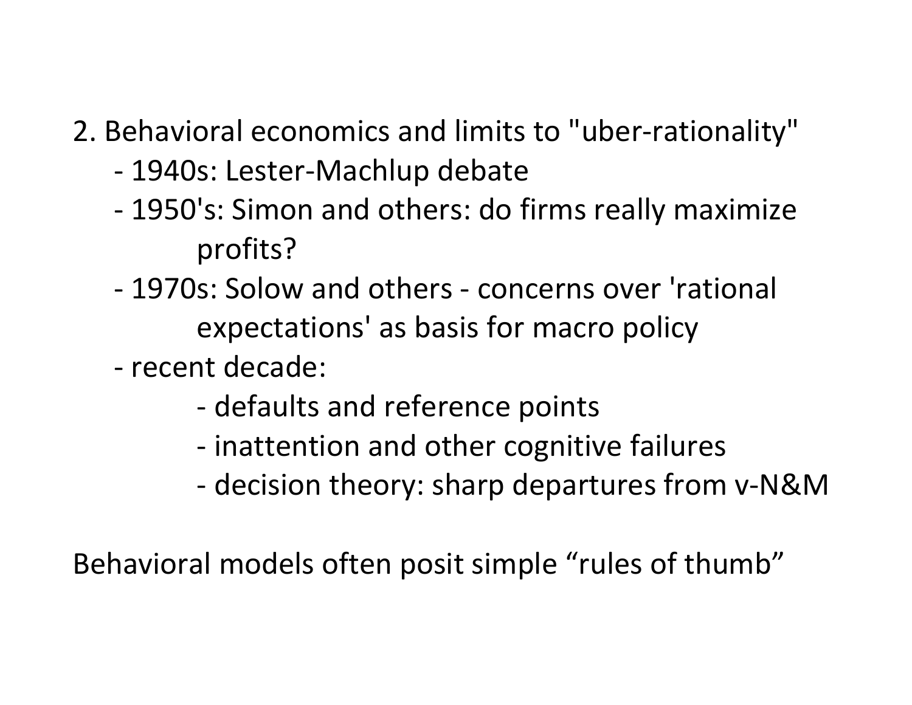2. Behavioral economics and limits to "uber-rationality"

- 1940s: Lester-Machlup debate
- 1950's: Simon and others: do firms really maximize profits?
- 1970s: Solow and others - concerns over 'rational expectations' as basis for macro policy
- recent decade:
  - defaults and reference points
  - inattention and other cognitive failures
  - decision theory: sharp departures from v-N&M

Behavioral models often posit simple “rules of thumb”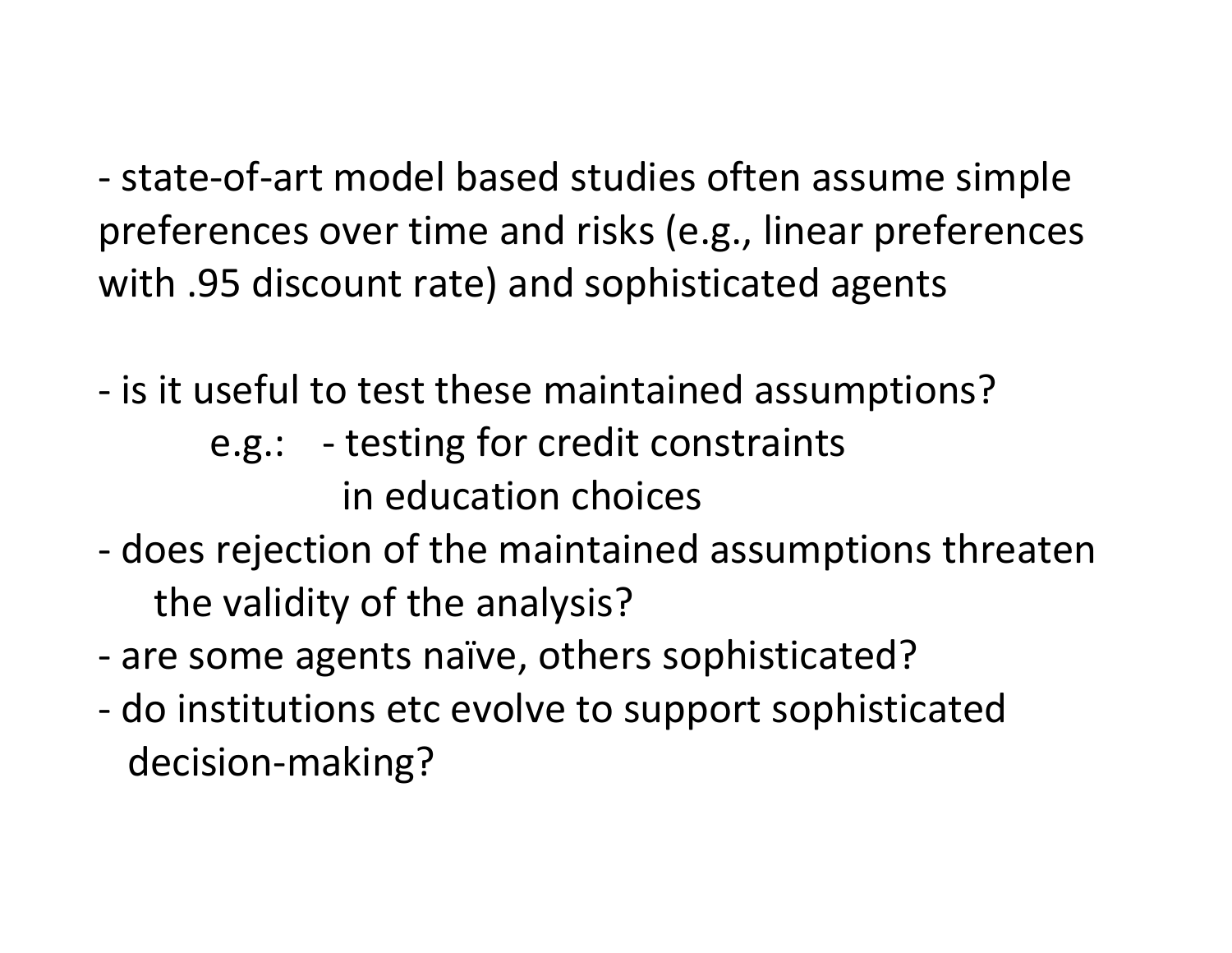- state-of-art model based studies often assume simple preferences over time and risks (e.g., linear preferences with .95 discount rate) and sophisticated agents

- is it useful to test these maintained assumptions?
  - e.g.: - testing for credit constraints in education choices
- does rejection of the maintained assumptions threaten the validity of the analysis?
- are some agents naïve, others sophisticated?
- do institutions etc evolve to support sophisticated decision-making?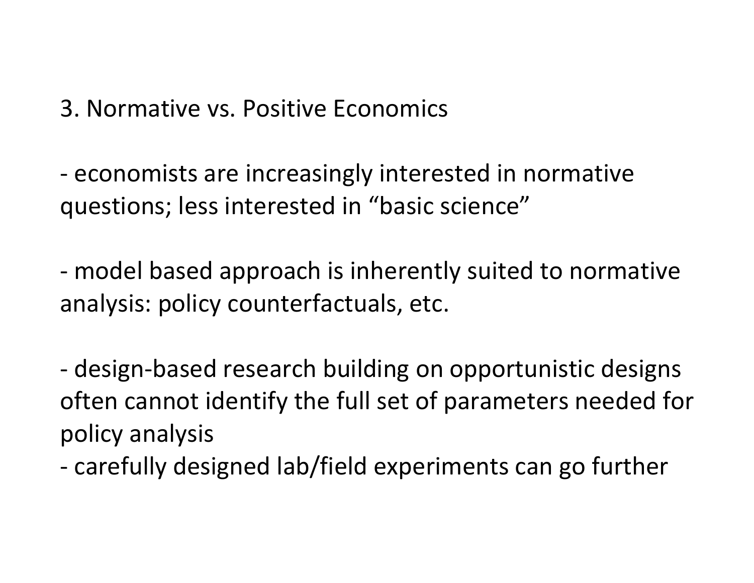## 3. Normative vs. Positive Economics

- economists are increasingly interested in normative questions; less interested in “basic science”

- model based approach is inherently suited to normative analysis: policy counterfactuals, etc.

- design-based research building on opportunistic designs often cannot identify the full set of parameters needed for policy analysis
- carefully designed lab/field experiments can go further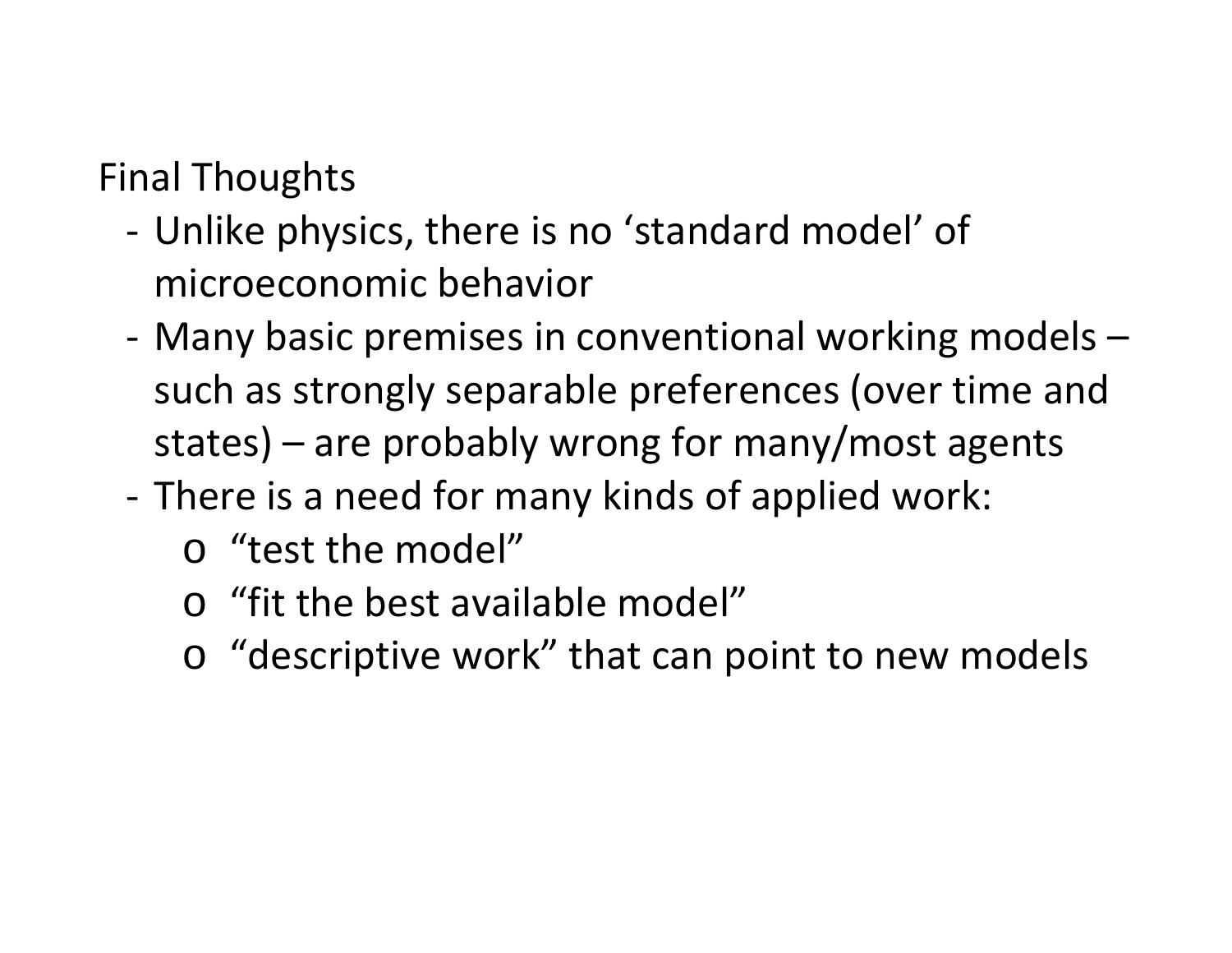## Final Thoughts

- Unlike physics, there is no 'standard model' of microeconomic behavior
- Many basic premises in conventional working models – such as strongly separable preferences (over time and states) – are probably wrong for many/most agents
- There is a need for many kinds of applied work:
  - "test the model"
  - "fit the best available model"
  - "descriptive work" that can point to new models